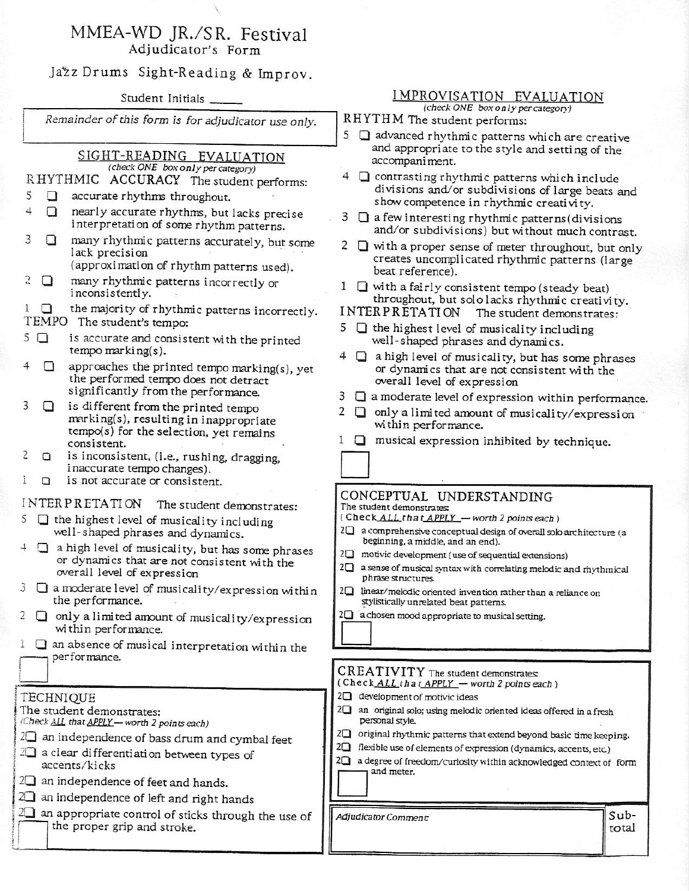# MMEA-WD JR./SR. Festival

## Adjudicator's Form

### Jazz Drums Sight-Reading & Improv.

Student Initials _____

*Remainder of this form is for adjudicator use only.*

## SIGHT-READING EVALUATION

*(check ONE box only per category)*

**RHYTHMIC ACCURACY** The student performs:

- 5 ☐ accurate rhythms throughout.
- 4 ☐ nearly accurate rhythms, but lacks precise interpretation of some rhythm patterns.
- 3 ☐ many rhythmic patterns accurately, but some lack precision (approximation of rhythm patterns used).
- 2 ☐ many rhythmic patterns incorrectly or inconsistently.
- 1 ☐ the majority of rhythmic patterns incorrectly.

**TEMPO** The student's tempo:

- 5 ☐ is accurate and consistent with the printed tempo marking(s).
- 4 ☐ approaches the printed tempo marking(s), yet the performed tempo does not detract significantly from the performance.
- 3 ☐ is different from the printed tempo marking(s), resulting in inappropriate tempo(s) for the selection, yet remains consistent.
- 2 ☐ is inconsistent, (i.e., rushing, dragging, inaccurate tempo changes).
- 1 ☐ is not accurate or consistent.

**INTERPRETATION** The student demonstrates:

- 5 ☐ the highest level of musicality including well-shaped phrases and dynamics.
- 4 ☐ a high level of musicality, but has some phrases or dynamics that are not consistent with the overall level of expression
- 3 ☐ a moderate level of musicality/expression within the performance.
- 2 ☐ only a limited amount of musicality/expression within performance.
- 1 ☐ an absence of musical interpretation within the performance.

☐

**TECHNIQUE**

The student demonstrates:

*(Check ALL that APPLY — worth 2 points each)*

- 2☐ an independence of bass drum and cymbal feet
- 2☐ a clear differentiation between types of accents/kicks
- 2☐ an independence of feet and hands.
- 2☐ an independence of left and right hands
- 2☐ an appropriate control of sticks through the use of the proper grip and stroke.

☐

## IMPROVISATION EVALUATION

*(check ONE box only per category)*

**RHYTHM** The student performs:

- 5 ☐ advanced rhythmic patterns which are creative and appropriate to the style and setting of the accompaniment.
- 4 ☐ contrasting rhythmic patterns which include divisions and/or subdivisions of large beats and show competence in rhythmic creativity.
- 3 ☐ a few interesting rhythmic patterns (divisions and/or subdivisions) but without much contrast.
- 2 ☐ with a proper sense of meter throughout, but only creates uncomplicated rhythmic patterns (large beat reference).
- 1 ☐ with a fairly consistent tempo (steady beat) throughout, but solo lacks rhythmic creativity.

**INTERPRETATION** The student demonstrates:

- 5 ☐ the highest level of musicality including well-shaped phrases and dynamics.
- 4 ☐ a high level of musicality, but has some phrases or dynamics that are not consistent with the overall level of expression
- 3 ☐ a moderate level of expression within performance.
- 2 ☐ only a limited amount of musicality/expression within performance.
- 1 ☐ musical expression inhibited by technique.

☐

**CONCEPTUAL UNDERSTANDING**

The student demonstrates:

*(Check ALL that APPLY — worth 2 points each)*

- 2☐ a comprehensive conceptual design of overall solo architecture (a beginning, a middle, and an end).
- 2☐ motivic development (use of sequential extensions)
- 2☐ a sense of musical syntax with correlating melodic and rhythmical phrase structures.
- 2☐ linear/melodic oriented invention rather than a reliance on stylistically unrelated beat patterns.
- 2☐ a chosen mood appropriate to musical setting.

☐

**CREATIVITY** The student demonstrates:

*(Check ALL that APPLY — worth 2 points each)*

- 2☐ development of motivic ideas
- 2☐ an original solo; using melodic oriented ideas offered in a fresh personal style.
- 2☐ original rhythmic patterns that extend beyond basic time keeping.
- 2☐ flexible use of elements of expression (dynamics, accents, etc.)
- 2☐ a degree of freedom/curiosity within acknowledged context of form and meter.

☐

| *Adjudicator Comment:* | Sub-total |
|---|---|
| | |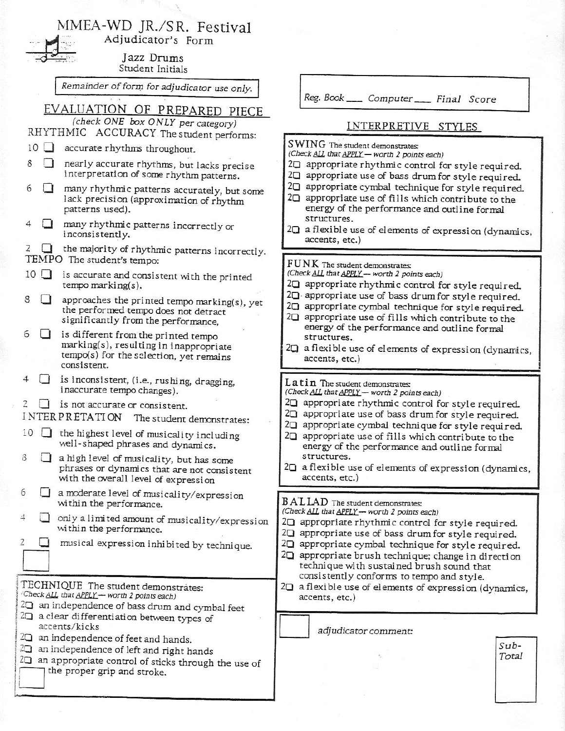# MMEA-WD JR./SR. Festival

Adjudicator's Form

Jazz Drums

Student Initials

*Remainder of form for adjudicator use only.*

## EVALUATION OF PREPARED PIECE

*(check ONE box ONLY per category)*

### RHYTHMIC ACCURACY The student performs:

- 10 ☐ accurate rhythms throughout.
- 8 ☐ nearly accurate rhythms, but lacks precise interpretation of some rhythm patterns.
- 6 ☐ many rhythmic patterns accurately, but some lack precision (approximation of rhythm patterns used).
- 4 ☐ many rhythmic patterns incorrectly or inconsistently.
- 2 ☐ the majority of rhythmic patterns incorrectly.

### TEMPO The student's tempo:

- 10 ☐ is accurate and consistent with the printed tempo marking(s).
- 8 ☐ approaches the printed tempo marking(s), yet the performed tempo does not detract significantly from the performance,
- 6 ☐ is different from the printed tempo marking(s), resulting in inappropriate tempo(s) for the selection, yet remains consistent.
- 4 ☐ is inconsistent, (i.e., rushing, dragging, inaccurate tempo changes).
- 2 ☐ is not accurate or consistent.

### INTERPRETATION The student demonstrates:

- 10 ☐ the highest level of musicality including well-shaped phrases and dynamics.
- 8 ☐ a high level of musicality, but has some phrases or dynamics that are not consistent with the overall level of expression
- 6 ☐ a moderate level of musicality/expression within the performance.
- 4 ☐ only a limited amount of musicality/expression within the performance.
- 2 ☐ musical expression inhibited by technique.

☐

### TECHNIQUE The student demonstrates:

*(Check ALL that APPLY— worth 2 points each)*

- 2☐ an independence of bass drum and cymbal feet
- 2☐ a clear differentiation between types of accents/kicks
- 2☐ an independence of feet and hands.
- 2☐ an independence of left and right hands
- 2☐ an appropriate control of sticks through the use of the proper grip and stroke.

☐

*Reg. Book \_\_\_ Computer \_\_\_ Final Score*

## INTERPRETIVE STYLES

### SWING The student demonstrates:

*(Check ALL that APPLY— worth 2 points each)*

- 2☐ appropriate rhythmic control for style required.
- 2☐ appropriate use of bass drum for style required.
- 2☐ appropriate cymbal technique for style required.
- 2☐ appropriate use of fills which contribute to the energy of the performance and outline formal structures.
- 2☐ a flexible use of elements of expression (dynamics, accents, etc.)

### FUNK The student demonstrates:

*(Check ALL that APPLY— worth 2 points each)*

- 2☐ appropriate rhythmic control for style required.
- 2☐ appropriate use of bass drum for style required.
- 2☐ appropriate cymbal technique for style required.
- 2☐ appropriate use of fills which contribute to the energy of the performance and outline formal structures.
- 2☐ a flexible use of elements of expression (dynamics, accents, etc.)

### Latin The student demonstrates:

*(Check ALL that APPLY— worth 2 points each)*

- 2☐ appropriate rhythmic control for style required.
- 2☐ appropriate use of bass drum for style required.
- 2☐ appropriate cymbal technique for style required.
- 2☐ appropriate use of fills which contribute to the energy of the performance and outline formal structures.
- 2☐ a flexible use of elements of expression (dynamics, accents, etc.)

### BALLAD The student demonstrates:

*(Check ALL that APPLY— worth 2 points each)*

- 2☐ appropriate rhythmic control for style required.
- 2☐ appropriate use of bass drum for style required.
- 2☐ appropriate cymbal technique for style required.
- 2☐ appropriate brush technique; change in direction technique with sustained brush sound that consistently conforms to tempo and style.
- 2☐ a flexible use of elements of expression (dynamics, accents, etc.)

☐ *adjudicator comment:*

*Sub-Total*